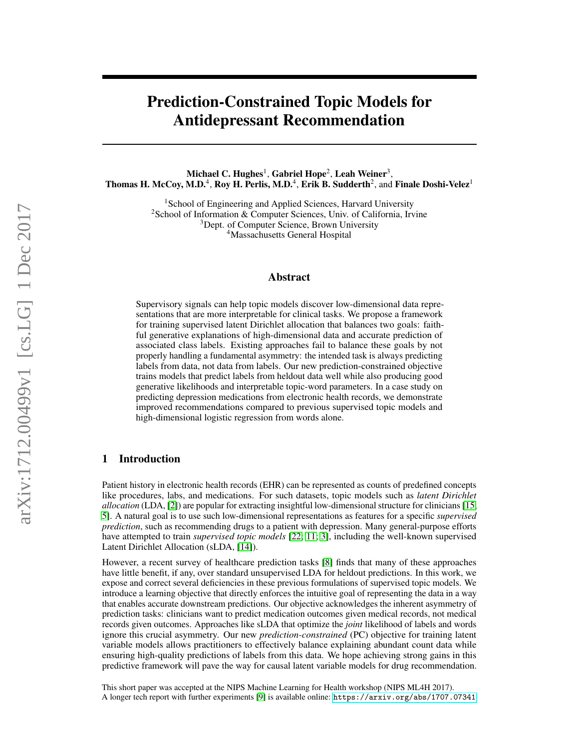# Prediction-Constrained Topic Models for Antidepressant Recommendation

**Michael C. Hughes**[1], **Gabriel Hope**[2], **Leah Weiner**[3],
**Thomas H. McCoy, M.D.**[4], **Roy H. Perlis, M.D.**[4], **Erik B. Sudderth**[2], and **Finale Doshi-Velez**[1]

[1]School of Engineering and Applied Sciences, Harvard University
[2]School of Information & Computer Sciences, Univ. of California, Irvine
[3]Dept. of Computer Science, Brown University
[4]Massachusetts General Hospital

## Abstract

Supervisory signals can help topic models discover low-dimensional data representations that are more interpretable for clinical tasks. We propose a framework for training supervised latent Dirichlet allocation that balances two goals: faithful generative explanations of high-dimensional data and accurate prediction of associated class labels. Existing approaches fail to balance these goals by not properly handling a fundamental asymmetry: the intended task is always predicting labels from data, not data from labels. Our new prediction-constrained objective trains models that predict labels from heldout data well while also producing good generative likelihoods and interpretable topic-word parameters. In a case study on predicting depression medications from electronic health records, we demonstrate improved recommendations compared to previous supervised topic models and high-dimensional logistic regression from words alone.

## 1 Introduction

Patient history in electronic health records (EHR) can be represented as counts of predefined concepts like procedures, labs, and medications. For such datasets, topic models such as *latent Dirichlet allocation* (LDA, [2]) are popular for extracting insightful low-dimensional structure for clinicians [15, 5]. A natural goal is to use such low-dimensional representations as features for a specific *supervised prediction*, such as recommending drugs to a patient with depression. Many general-purpose efforts have attempted to train *supervised topic models* [22; 11; 3], including the well-known supervised Latent Dirichlet Allocation (sLDA, [14]).

However, a recent survey of healthcare prediction tasks [8] finds that many of these approaches have little benefit, if any, over standard unsupervised LDA for heldout predictions. In this work, we expose and correct several deficiencies in these previous formulations of supervised topic models. We introduce a learning objective that directly enforces the intuitive goal of representing the data in a way that enables accurate downstream predictions. Our objective acknowledges the inherent asymmetry of prediction tasks: clinicians want to predict medication outcomes given medical records, not medical records given outcomes. Approaches like sLDA that optimize the *joint* likelihood of labels and words ignore this crucial asymmetry. Our new *prediction-constrained* (PC) objective for training latent variable models allows practitioners to effectively balance explaining abundant count data while ensuring high-quality predictions of labels from this data. We hope achieving strong gains in this predictive framework will pave the way for causal latent variable models for drug recommendation.

This short paper was accepted at the NIPS Machine Learning for Health workshop (NIPS ML4H 2017).
A longer tech report with further experiments [9] is available online: https://arxiv.org/abs/1707.07341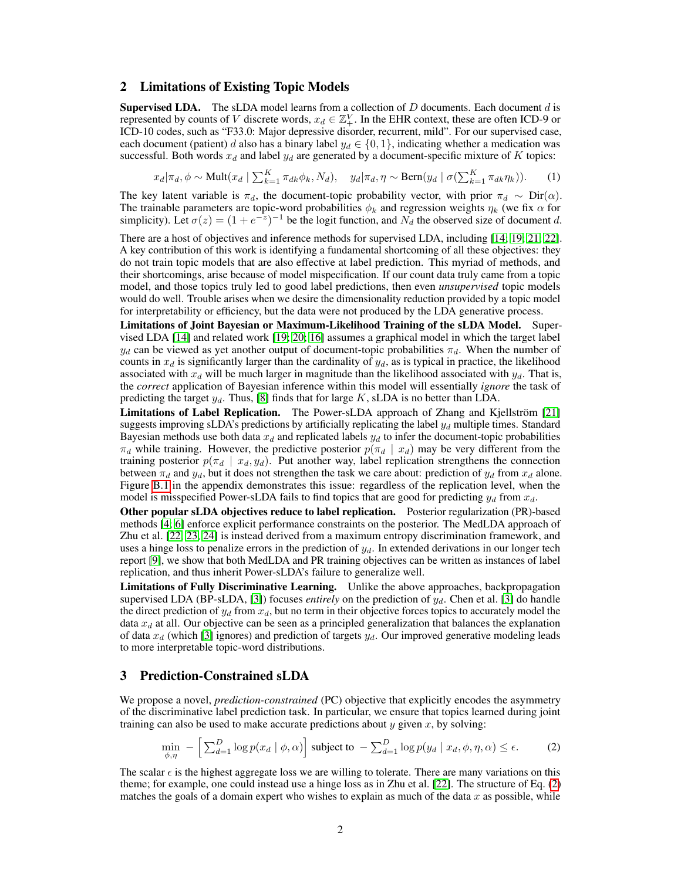## 2 Limitations of Existing Topic Models

**Supervised LDA.** The sLDA model learns from a collection of $D$ documents. Each document $d$ is represented by counts of $V$ discrete words, $x_d \in \mathbb{Z}_+^V$. In the EHR context, these are often ICD-9 or ICD-10 codes, such as "F33.0: Major depressive disorder, recurrent, mild". For our supervised case, each document (patient) $d$ also has a binary label $y_d \in \{0, 1\}$, indicating whether a medication was successful. Both words $x_d$ and label $y_d$ are generated by a document-specific mixture of $K$ topics:

$$x_d|\pi_d, \phi \sim \text{Mult}(x_d \mid \textstyle\sum_{k=1}^K \pi_{dk}\phi_k, N_d), \quad y_d|\pi_d, \eta \sim \text{Bern}(y_d \mid \sigma(\textstyle\sum_{k=1}^K \pi_{dk}\eta_k)). \tag{1}$$

The key latent variable is $\pi_d$, the document-topic probability vector, with prior $\pi_d \sim \text{Dir}(\alpha)$. The trainable parameters are topic-word probabilities $\phi_k$ and regression weights $\eta_k$ (we fix $\alpha$ for simplicity). Let $\sigma(z) = (1 + e^{-z})^{-1}$ be the logit function, and $N_d$ the observed size of document $d$.

There are a host of objectives and inference methods for supervised LDA, including [14; 19; 21; 22]. A key contribution of this work is identifying a fundamental shortcoming of all these objectives: they do not train topic models that are also effective at label prediction. This myriad of methods, and their shortcomings, arise because of model misspecification. If our count data truly came from a topic model, and those topics truly led to good label predictions, then even *unsupervised* topic models would do well. Trouble arises when we desire the dimensionality reduction provided by a topic model for interpretability or efficiency, but the data were not produced by the LDA generative process.

**Limitations of Joint Bayesian or Maximum-Likelihood Training of the sLDA Model.** Supervised LDA [14] and related work [19; 20; 16] assumes a graphical model in which the target label $y_d$ can be viewed as yet another output of document-topic probabilities $\pi_d$. When the number of counts in $x_d$ is significantly larger than the cardinality of $y_d$, as is typical in practice, the likelihood associated with $x_d$ will be much larger in magnitude than the likelihood associated with $y_d$. That is, the *correct* application of Bayesian inference within this model will essentially *ignore* the task of predicting the target $y_d$. Thus, [8] finds that for large $K$, sLDA is no better than LDA.

**Limitations of Label Replication.** The Power-sLDA approach of Zhang and Kjellström [21] suggests improving sLDA's predictions by artificially replicating the label $y_d$ multiple times. Standard Bayesian methods use both data $x_d$ and replicated labels $y_d$ to infer the document-topic probabilities $\pi_d$ while training. However, the predictive posterior $p(\pi_d \mid x_d)$ may be very different from the training posterior $p(\pi_d \mid x_d, y_d)$. Put another way, label replication strengthens the connection between $\pi_d$ and $y_d$, but it does not strengthen the task we care about: prediction of $y_d$ from $x_d$ alone. Figure B.1 in the appendix demonstrates this issue: regardless of the replication level, when the model is misspecified Power-sLDA fails to find topics that are good for predicting $y_d$ from $x_d$.

**Other popular sLDA objectives reduce to label replication.** Posterior regularization (PR)-based methods [4; 6] enforce explicit performance constraints on the posterior. The MedLDA approach of Zhu et al. [22; 23; 24] is instead derived from a maximum entropy discrimination framework, and uses a hinge loss to penalize errors in the prediction of $y_d$. In extended derivations in our longer tech report [9], we show that both MedLDA and PR training objectives can be written as instances of label replication, and thus inherit Power-sLDA's failure to generalize well.

**Limitations of Fully Discriminative Learning.** Unlike the above approaches, backpropagation supervised LDA (BP-sLDA, [3]) focuses *entirely* on the prediction of $y_d$. Chen et al. [3] do handle the direct prediction of $y_d$ from $x_d$, but no term in their objective forces topics to accurately model the data $x_d$ at all. Our objective can be seen as a principled generalization that balances the explanation of data $x_d$ (which [3] ignores) and prediction of targets $y_d$. Our improved generative modeling leads to more interpretable topic-word distributions.

## 3 Prediction-Constrained sLDA

We propose a novel, *prediction-constrained* (PC) objective that explicitly encodes the asymmetry of the discriminative label prediction task. In particular, we ensure that topics learned during joint training can also be used to make accurate predictions about $y$ given $x$, by solving:

$$\min_{\phi,\eta} \; -\Big[\textstyle\sum_{d=1}^D \log p(x_d \mid \phi, \alpha)\Big] \text{ subject to } -\textstyle\sum_{d=1}^D \log p(y_d \mid x_d, \phi, \eta, \alpha) \leq \epsilon. \tag{2}$$

The scalar $\epsilon$ is the highest aggregate loss we are willing to tolerate. There are many variations on this theme; for example, one could instead use a hinge loss as in Zhu et al. [22]. The structure of Eq. (2) matches the goals of a domain expert who wishes to explain as much of the data $x$ as possible, while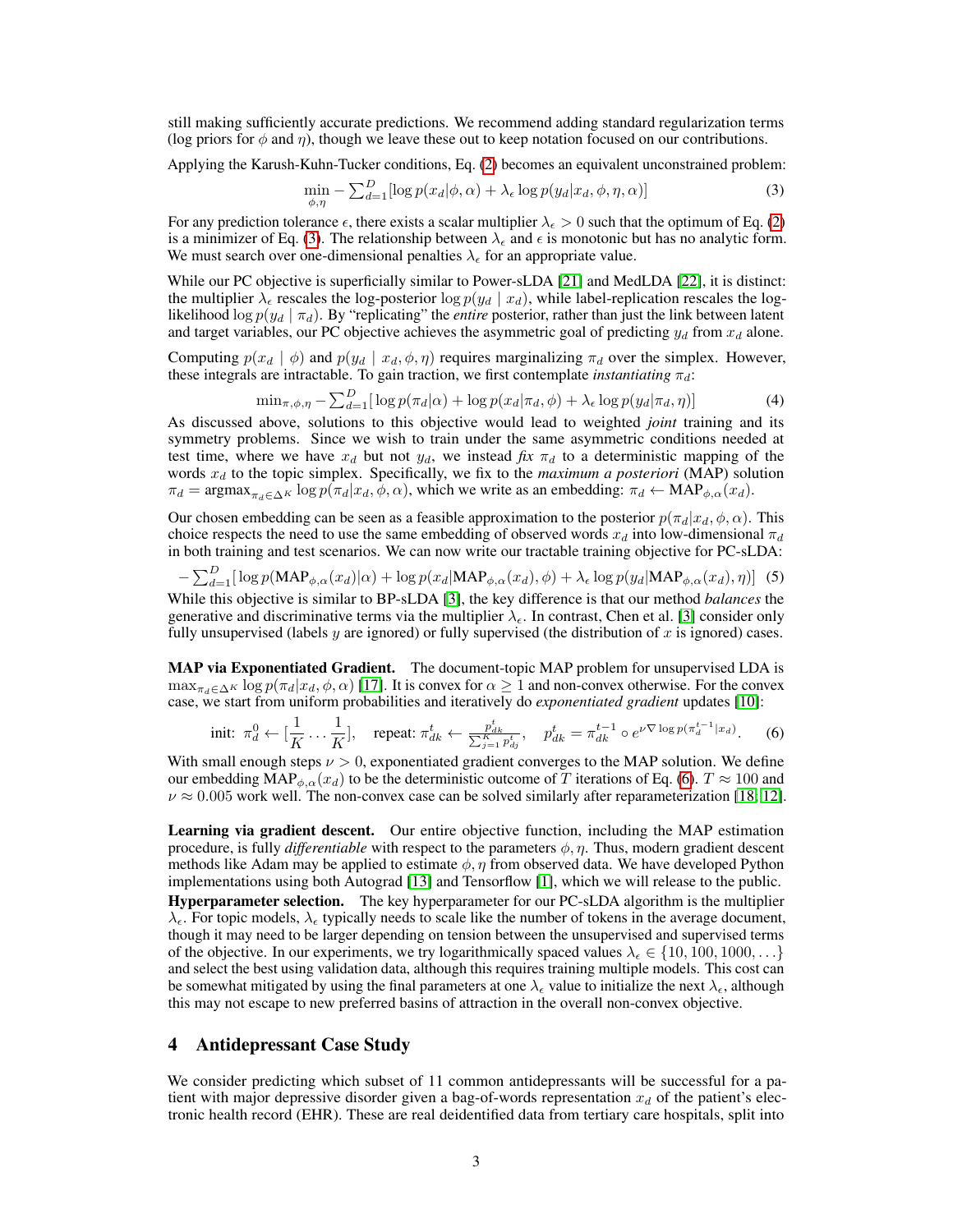still making sufficiently accurate predictions. We recommend adding standard regularization terms (log priors for $\phi$ and $\eta$), though we leave these out to keep notation focused on our contributions.

Applying the Karush-Kuhn-Tucker conditions, Eq. (2) becomes an equivalent unconstrained problem:

$$\min_{\phi,\eta} -\sum_{d=1}^{D} [\log p(x_d|\phi,\alpha) + \lambda_\epsilon \log p(y_d|x_d,\phi,\eta,\alpha)] \tag{3}$$

For any prediction tolerance $\epsilon$, there exists a scalar multiplier $\lambda_\epsilon > 0$ such that the optimum of Eq. (2) is a minimizer of Eq. (3). The relationship between $\lambda_\epsilon$ and $\epsilon$ is monotonic but has no analytic form. We must search over one-dimensional penalties $\lambda_\epsilon$ for an appropriate value.

While our PC objective is superficially similar to Power-sLDA [21] and MedLDA [22], it is distinct: the multiplier $\lambda_\epsilon$ rescales the log-posterior $\log p(y_d \mid x_d)$, while label-replication rescales the log-likelihood $\log p(y_d \mid \pi_d)$. By "replicating" the *entire* posterior, rather than just the link between latent and target variables, our PC objective achieves the asymmetric goal of predicting $y_d$ from $x_d$ alone.

Computing $p(x_d \mid \phi)$ and $p(y_d \mid x_d, \phi, \eta)$ requires marginalizing $\pi_d$ over the simplex. However, these integrals are intractable. To gain traction, we first contemplate *instantiating* $\pi_d$:

$$\min_{\pi,\phi,\eta} -\sum_{d=1}^{D} [\log p(\pi_d|\alpha) + \log p(x_d|\pi_d,\phi) + \lambda_\epsilon \log p(y_d|\pi_d,\eta)] \tag{4}$$

As discussed above, solutions to this objective would lead to weighted *joint* training and its symmetry problems. Since we wish to train under the same asymmetric conditions needed at test time, where we have $x_d$ but not $y_d$, we instead *fix* $\pi_d$ to a deterministic mapping of the words $x_d$ to the topic simplex. Specifically, we fix to the *maximum a posteriori* (MAP) solution $\pi_d = \text{argmax}_{\pi_d \in \Delta^K} \log p(\pi_d|x_d,\phi,\alpha)$, which we write as an embedding: $\pi_d \leftarrow \text{MAP}_{\phi,\alpha}(x_d)$.

Our chosen embedding can be seen as a feasible approximation to the posterior $p(\pi_d|x_d,\phi,\alpha)$. This choice respects the need to use the same embedding of observed words $x_d$ into low-dimensional $\pi_d$ in both training and test scenarios. We can now write our tractable training objective for PC-sLDA:

$$-\sum_{d=1}^{D} [\log p(\text{MAP}_{\phi,\alpha}(x_d)|\alpha) + \log p(x_d|\text{MAP}_{\phi,\alpha}(x_d),\phi) + \lambda_\epsilon \log p(y_d|\text{MAP}_{\phi,\alpha}(x_d),\eta)] \tag{5}$$

While this objective is similar to BP-sLDA [3], the key difference is that our method *balances* the generative and discriminative terms via the multiplier $\lambda_\epsilon$. In contrast, Chen et al. [3] consider only fully unsupervised (labels $y$ are ignored) or fully supervised (the distribution of $x$ is ignored) cases.

**MAP via Exponentiated Gradient.** The document-topic MAP problem for unsupervised LDA is $\max_{\pi_d \in \Delta^K} \log p(\pi_d|x_d,\phi,\alpha)$ [17]. It is convex for $\alpha \geq 1$ and non-convex otherwise. For the convex case, we start from uniform probabilities and iteratively do *exponentiated gradient* updates [10]:

$$\text{init: } \pi_d^0 \leftarrow [\frac{1}{K} \dots \frac{1}{K}], \quad \text{repeat: } \pi_{dk}^t \leftarrow \frac{p_{dk}^t}{\sum_{j=1}^K p_{dj}^t}, \quad p_{dk}^t = \pi_{dk}^{t-1} \circ e^{\nu \nabla \log p(\pi_d^{t-1}|x_d)}. \tag{6}$$

With small enough steps $\nu > 0$, exponentiated gradient converges to the MAP solution. We define our embedding $\text{MAP}_{\phi,\alpha}(x_d)$ to be the deterministic outcome of $T$ iterations of Eq. (6). $T \approx 100$ and $\nu \approx 0.005$ work well. The non-convex case can be solved similarly after reparameterization [18, 12].

**Learning via gradient descent.** Our entire objective function, including the MAP estimation procedure, is fully *differentiable* with respect to the parameters $\phi, \eta$. Thus, modern gradient descent methods like Adam may be applied to estimate $\phi, \eta$ from observed data. We have developed Python implementations using both Autograd [13] and Tensorflow [1], which we will release to the public.

**Hyperparameter selection.** The key hyperparameter for our PC-sLDA algorithm is the multiplier $\lambda_\epsilon$. For topic models, $\lambda_\epsilon$ typically needs to scale like the number of tokens in the average document, though it may need to be larger depending on tension between the unsupervised and supervised terms of the objective. In our experiments, we try logarithmically spaced values $\lambda_\epsilon \in \{10, 100, 1000, \dots\}$ and select the best using validation data, although this requires training multiple models. This cost can be somewhat mitigated by using the final parameters at one $\lambda_\epsilon$ value to initialize the next $\lambda_\epsilon$, although this may not escape to new preferred basins of attraction in the overall non-convex objective.

## 4 Antidepressant Case Study

We consider predicting which subset of 11 common antidepressants will be successful for a patient with major depressive disorder given a bag-of-words representation $x_d$ of the patient's electronic health record (EHR). These are real deidentified data from tertiary care hospitals, split into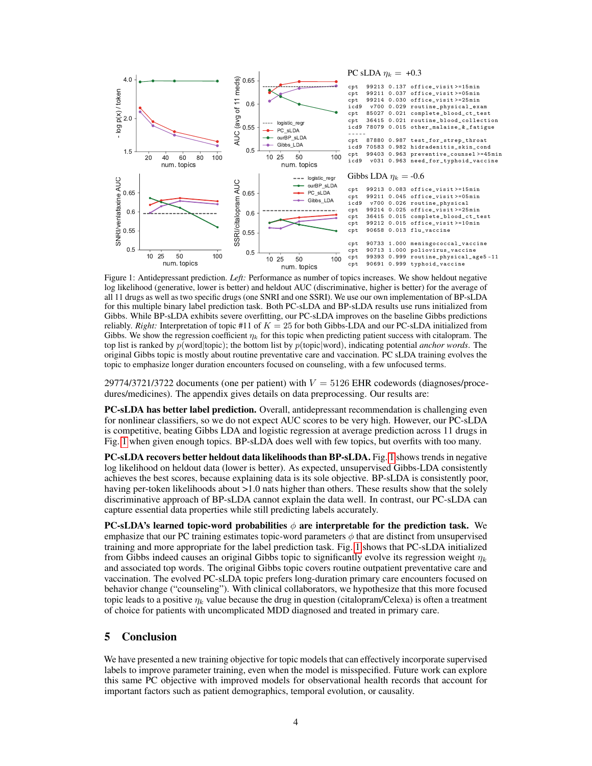PC sLDA $\eta_k = +0.3$

```
cpt   99213  0.137  office_visit>=15min
cpt   99211  0.037  office_visit>=05min
cpt   99214  0.030  office_visit>=25min
icd9   v700  0.029  routine_physical_exam
cpt   85027  0.021  complete_blood_ct_test
cpt   36415  0.021  routine_blood_collection
icd9  78079  0.015  other_malaise_&_fatigue
-----
cpt   87880  0.987  test_for_strep_throat
icd9  70583  0.982  hidradenitis_skin_cond
cpt   99403  0.963  preventive_counsel>=45min
icd9   v031  0.963  need_for_typhoid_vaccine
```

Gibbs LDA $\eta_k = -0.6$

```
cpt   99213  0.083  office_visit>=15min
cpt   99211  0.045  office_visit>=05min
icd9   v700  0.026  routine_physical
cpt   99214  0.025  office_visit>=25min
cpt   36415  0.015  complete_blood_ct_test
cpt   99212  0.015  office_visit>=10min
cpt   90658  0.013  flu_vaccine

cpt   90733  1.000  meningococcal_vaccine
cpt   90713  1.000  poliovirus_vaccine
cpt   99393  0.999  routine_physical_age5-11
cpt   90691  0.999  typhoid_vaccine
```

Figure 1: Antidepressant prediction. *Left:* Performance as number of topics increases. We show heldout negative log likelihood (generative, lower is better) and heldout AUC (discriminative, higher is better) for the average of all 11 drugs as well as two specific drugs (one SNRI and one SSRI). We use our own implementation of BP-sLDA for this multiple binary label prediction task. Both PC-sLDA and BP-sLDA results use runs initialized from Gibbs. While BP-sLDA exhibits severe overfitting, our PC-sLDA improves on the baseline Gibbs predictions reliably. *Right:* Interpretation of topic #11 of $K = 25$ for both Gibbs-LDA and our PC-sLDA initialized from Gibbs. We show the regression coefficient $\eta_k$ for this topic when predicting patient success with citalopram. The top list is ranked by $p(\text{word}|\text{topic})$; the bottom list by $p(\text{topic}|\text{word})$, indicating potential *anchor words*. The original Gibbs topic is mostly about routine preventative care and vaccination. PC sLDA training evolves the topic to emphasize longer duration encounters focused on counseling, with a few unfocused terms.

29774/3721/3722 documents (one per patient) with $V = 5126$ EHR codewords (diagnoses/procedures/medicines). The appendix gives details on data preprocessing. Our results are:

**PC-sLDA has better label prediction.** Overall, antidepressant recommendation is challenging even for nonlinear classifiers, so we do not expect AUC scores to be very high. However, our PC-sLDA is competitive, beating Gibbs LDA and logistic regression at average prediction across 11 drugs in Fig. 1 when given enough topics. BP-sLDA does well with few topics, but overfits with too many.

**PC-sLDA recovers better heldout data likelihoods than BP-sLDA.** Fig. 1 shows trends in negative log likelihood on heldout data (lower is better). As expected, unsupervised Gibbs-LDA consistently achieves the best scores, because explaining data is its sole objective. BP-sLDA is consistently poor, having per-token likelihoods about >1.0 nats higher than others. These results show that the solely discriminative approach of BP-sLDA cannot explain the data well. In contrast, our PC-sLDA can capture essential data properties while still predicting labels accurately.

**PC-sLDA's learned topic-word probabilities $\phi$ are interpretable for the prediction task.** We emphasize that our PC training estimates topic-word parameters $\phi$ that are distinct from unsupervised training and more appropriate for the label prediction task. Fig. 1 shows that PC-sLDA initialized from Gibbs indeed causes an original Gibbs topic to significantly evolve its regression weight $\eta_k$ and associated top words. The original Gibbs topic covers routine outpatient preventative care and vaccination. The evolved PC-sLDA topic prefers long-duration primary care encounters focused on behavior change ("counseling"). With clinical collaborators, we hypothesize that this more focused topic leads to a positive $\eta_k$ value because the drug in question (citalopram/Celexa) is often a treatment of choice for patients with uncomplicated MDD diagnosed and treated in primary care.

## 5 Conclusion

We have presented a new training objective for topic models that can effectively incorporate supervised labels to improve parameter training, even when the model is misspecified. Future work can explore this same PC objective with improved models for observational health records that account for important factors such as patient demographics, temporal evolution, or causality.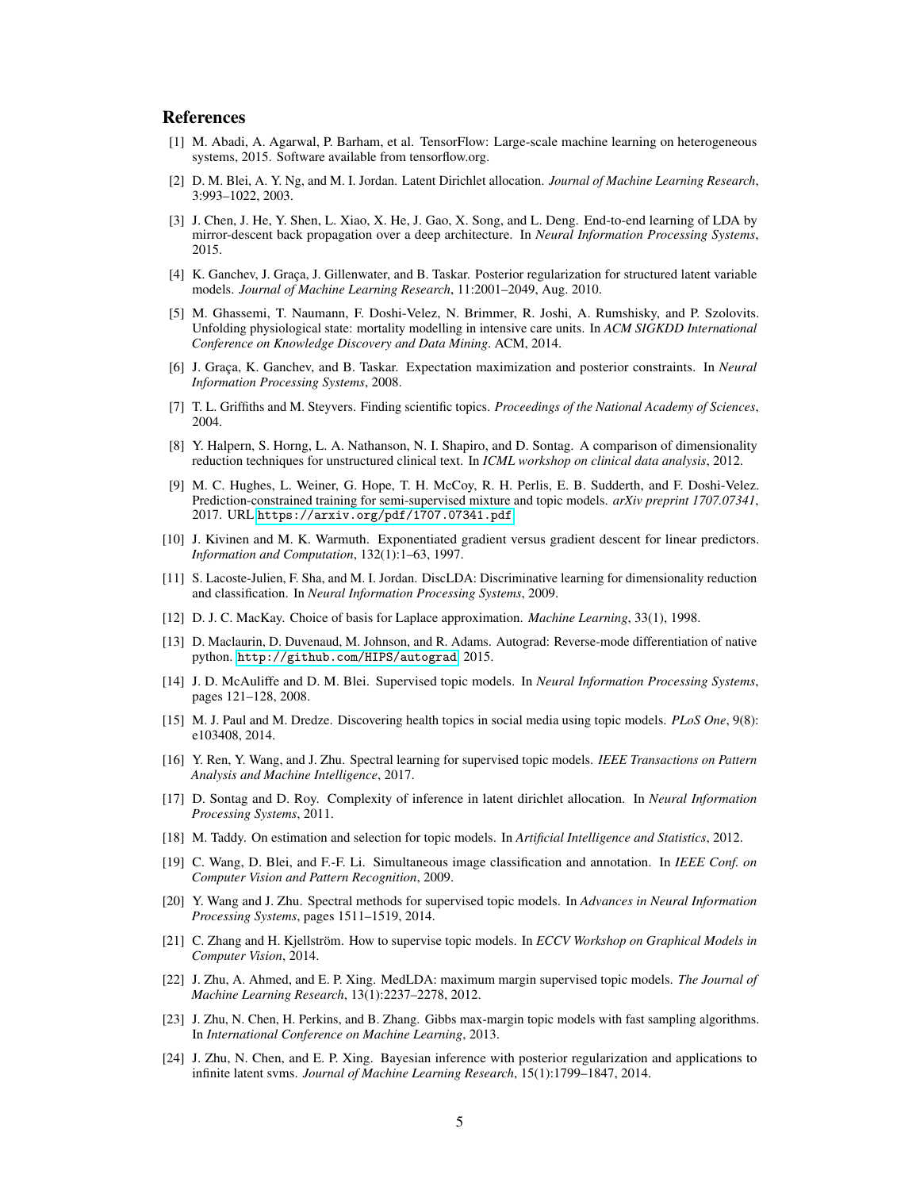## References

[1] M. Abadi, A. Agarwal, P. Barham, et al. TensorFlow: Large-scale machine learning on heterogeneous systems, 2015. Software available from tensorflow.org.

[2] D. M. Blei, A. Y. Ng, and M. I. Jordan. Latent Dirichlet allocation. *Journal of Machine Learning Research*, 3:993–1022, 2003.

[3] J. Chen, J. He, Y. Shen, L. Xiao, X. He, J. Gao, X. Song, and L. Deng. End-to-end learning of LDA by mirror-descent back propagation over a deep architecture. In *Neural Information Processing Systems*, 2015.

[4] K. Ganchev, J. Graça, J. Gillenwater, and B. Taskar. Posterior regularization for structured latent variable models. *Journal of Machine Learning Research*, 11:2001–2049, Aug. 2010.

[5] M. Ghassemi, T. Naumann, F. Doshi-Velez, N. Brimmer, R. Joshi, A. Rumshisky, and P. Szolovits. Unfolding physiological state: mortality modelling in intensive care units. In *ACM SIGKDD International Conference on Knowledge Discovery and Data Mining*. ACM, 2014.

[6] J. Graça, K. Ganchev, and B. Taskar. Expectation maximization and posterior constraints. In *Neural Information Processing Systems*, 2008.

[7] T. L. Griffiths and M. Steyvers. Finding scientific topics. *Proceedings of the National Academy of Sciences*, 2004.

[8] Y. Halpern, S. Horng, L. A. Nathanson, N. I. Shapiro, and D. Sontag. A comparison of dimensionality reduction techniques for unstructured clinical text. In *ICML workshop on clinical data analysis*, 2012.

[9] M. C. Hughes, L. Weiner, G. Hope, T. H. McCoy, R. H. Perlis, E. B. Sudderth, and F. Doshi-Velez. Prediction-constrained training for semi-supervised mixture and topic models. *arXiv preprint 1707.07341*, 2017. URL `https://arxiv.org/pdf/1707.07341.pdf`.

[10] J. Kivinen and M. K. Warmuth. Exponentiated gradient versus gradient descent for linear predictors. *Information and Computation*, 132(1):1–63, 1997.

[11] S. Lacoste-Julien, F. Sha, and M. I. Jordan. DiscLDA: Discriminative learning for dimensionality reduction and classification. In *Neural Information Processing Systems*, 2009.

[12] D. J. C. MacKay. Choice of basis for Laplace approximation. *Machine Learning*, 33(1), 1998.

[13] D. Maclaurin, D. Duvenaud, M. Johnson, and R. Adams. Autograd: Reverse-mode differentiation of native python. `http://github.com/HIPS/autograd`, 2015.

[14] J. D. McAuliffe and D. M. Blei. Supervised topic models. In *Neural Information Processing Systems*, pages 121–128, 2008.

[15] M. J. Paul and M. Dredze. Discovering health topics in social media using topic models. *PLoS One*, 9(8): e103408, 2014.

[16] Y. Ren, Y. Wang, and J. Zhu. Spectral learning for supervised topic models. *IEEE Transactions on Pattern Analysis and Machine Intelligence*, 2017.

[17] D. Sontag and D. Roy. Complexity of inference in latent dirichlet allocation. In *Neural Information Processing Systems*, 2011.

[18] M. Taddy. On estimation and selection for topic models. In *Artificial Intelligence and Statistics*, 2012.

[19] C. Wang, D. Blei, and F.-F. Li. Simultaneous image classification and annotation. In *IEEE Conf. on Computer Vision and Pattern Recognition*, 2009.

[20] Y. Wang and J. Zhu. Spectral methods for supervised topic models. In *Advances in Neural Information Processing Systems*, pages 1511–1519, 2014.

[21] C. Zhang and H. Kjellström. How to supervise topic models. In *ECCV Workshop on Graphical Models in Computer Vision*, 2014.

[22] J. Zhu, A. Ahmed, and E. P. Xing. MedLDA: maximum margin supervised topic models. *The Journal of Machine Learning Research*, 13(1):2237–2278, 2012.

[23] J. Zhu, N. Chen, H. Perkins, and B. Zhang. Gibbs max-margin topic models with fast sampling algorithms. In *International Conference on Machine Learning*, 2013.

[24] J. Zhu, N. Chen, and E. P. Xing. Bayesian inference with posterior regularization and applications to infinite latent svms. *Journal of Machine Learning Research*, 15(1):1799–1847, 2014.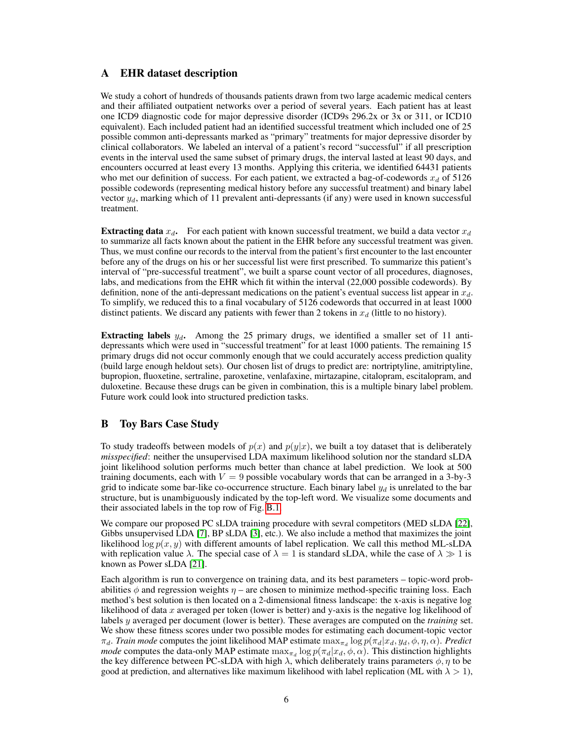## A EHR dataset description

We study a cohort of hundreds of thousands patients drawn from two large academic medical centers and their affiliated outpatient networks over a period of several years. Each patient has at least one ICD9 diagnostic code for major depressive disorder (ICD9s 296.2x or 3x or 311, or ICD10 equivalent). Each included patient had an identified successful treatment which included one of 25 possible common anti-depressants marked as "primary" treatments for major depressive disorder by clinical collaborators. We labeled an interval of a patient's record "successful" if all prescription events in the interval used the same subset of primary drugs, the interval lasted at least 90 days, and encounters occurred at least every 13 months. Applying this criteria, we identified 64431 patients who met our definition of success. For each patient, we extracted a bag-of-codewords $x_d$ of 5126 possible codewords (representing medical history before any successful treatment) and binary label vector $y_d$, marking which of 11 prevalent anti-depressants (if any) were used in known successful treatment.

**Extracting data $x_d$.** For each patient with known successful treatment, we build a data vector $x_d$ to summarize all facts known about the patient in the EHR before any successful treatment was given. Thus, we must confine our records to the interval from the patient's first encounter to the last encounter before any of the drugs on his or her successful list were first prescribed. To summarize this patient's interval of "pre-successful treatment", we built a sparse count vector of all procedures, diagnoses, labs, and medications from the EHR which fit within the interval (22,000 possible codewords). By definition, none of the anti-depressant medications on the patient's eventual success list appear in $x_d$. To simplify, we reduced this to a final vocabulary of 5126 codewords that occurred in at least 1000 distinct patients. We discard any patients with fewer than 2 tokens in $x_d$ (little to no history).

**Extracting labels $y_d$.** Among the 25 primary drugs, we identified a smaller set of 11 anti-depressants which were used in "successful treatment" for at least 1000 patients. The remaining 15 primary drugs did not occur commonly enough that we could accurately access prediction quality (build large enough heldout sets). Our chosen list of drugs to predict are: nortriptyline, amitriptyline, bupropion, fluoxetine, sertraline, paroxetine, venlafaxine, mirtazapine, citalopram, escitalopram, and duloxetine. Because these drugs can be given in combination, this is a multiple binary label problem. Future work could look into structured prediction tasks.

## B Toy Bars Case Study

To study tradeoffs between models of $p(x)$ and $p(y|x)$, we built a toy dataset that is deliberately *misspecified*: neither the unsupervised LDA maximum likelihood solution nor the standard sLDA joint likelihood solution performs much better than chance at label prediction. We look at 500 training documents, each with $V = 9$ possible vocabulary words that can be arranged in a 3-by-3 grid to indicate some bar-like co-occurrence structure. Each binary label $y_d$ is unrelated to the bar structure, but is unambiguously indicated by the top-left word. We visualize some documents and their associated labels in the top row of Fig. B.1.

We compare our proposed PC sLDA training procedure with sevral competitors (MED sLDA [22], Gibbs unsupervised LDA [7], BP sLDA [3], etc.). We also include a method that maximizes the joint likelihood $\log p(x, y)$ with different amounts of label replication. We call this method ML-sLDA with replication value $\lambda$. The special case of $\lambda = 1$ is standard sLDA, while the case of $\lambda \gg 1$ is known as Power sLDA [21].

Each algorithm is run to convergence on training data, and its best parameters – topic-word probabilities $\phi$ and regression weights $\eta$ – are chosen to minimize method-specific training loss. Each method's best solution is then located on a 2-dimensional fitness landscape: the x-axis is negative log likelihood of data $x$ averaged per token (lower is better) and y-axis is the negative log likelihood of labels $y$ averaged per document (lower is better). These averages are computed on the *training* set. We show these fitness scores under two possible modes for estimating each document-topic vector $\pi_d$. *Train mode* computes the joint likelihood MAP estimate $\max_{\pi_d} \log p(\pi_d | x_d, y_d, \phi, \eta, \alpha)$. *Predict mode* computes the data-only MAP estimate $\max_{\pi_d} \log p(\pi_d | x_d, \phi, \alpha)$. This distinction highlights the key difference between PC-sLDA with high $\lambda$, which deliberately trains parameters $\phi, \eta$ to be good at prediction, and alternatives like maximum likelihood with label replication (ML with $\lambda > 1$),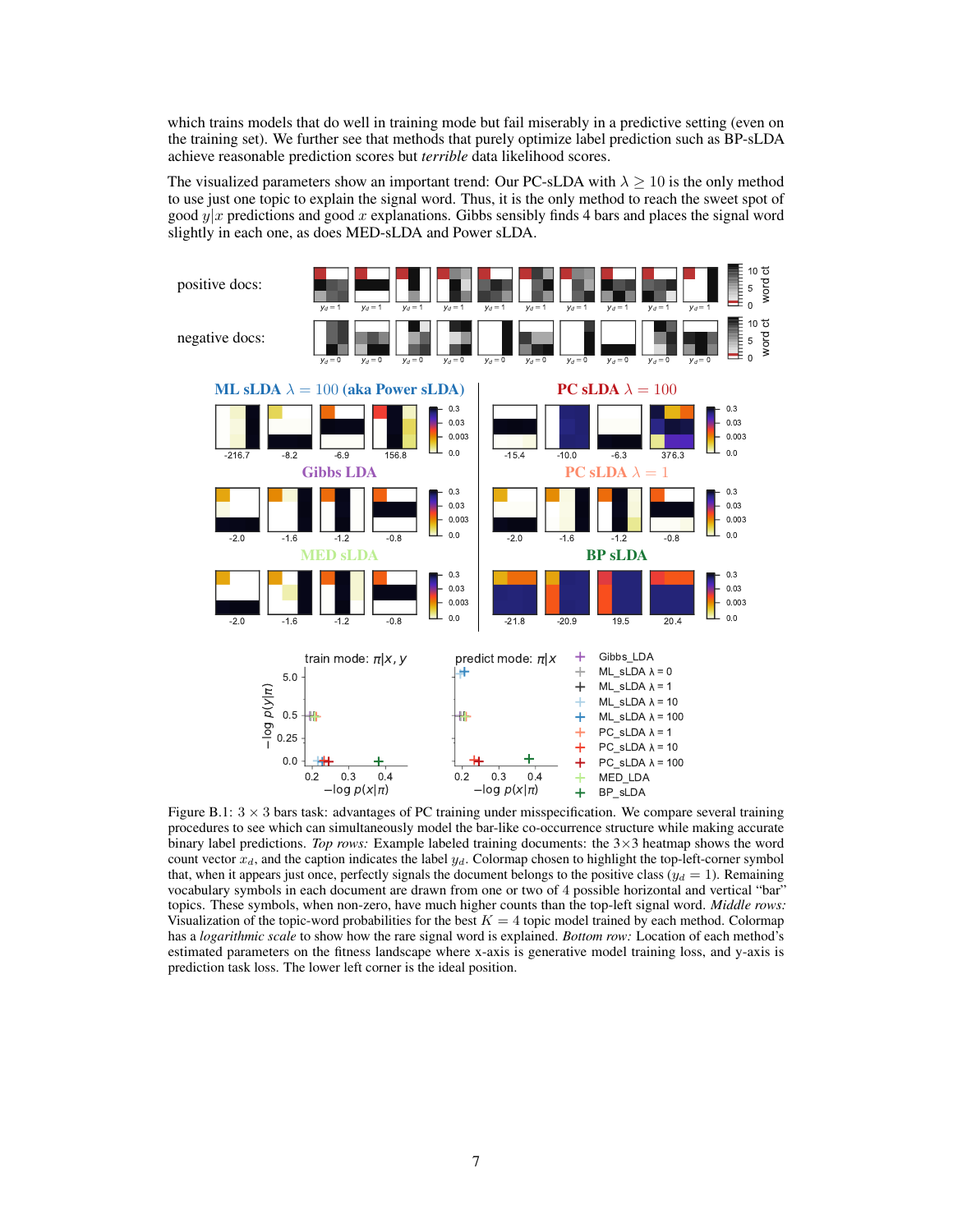which trains models that do well in training mode but fail miserably in a predictive setting (even on the training set). We further see that methods that purely optimize label prediction such as BP-sLDA achieve reasonable prediction scores but *terrible* data likelihood scores.

The visualized parameters show an important trend: Our PC-sLDA with $\lambda \geq 10$ is the only method to use just one topic to explain the signal word. Thus, it is the only method to reach the sweet spot of good $y|x$ predictions and good $x$ explanations. Gibbs sensibly finds 4 bars and places the signal word slightly in each one, as does MED-sLDA and Power sLDA.

positive docs:

negative docs:

ML sLDA $\lambda = 100$ (aka Power sLDA)

-216.7 -8.2 -6.9 156.8

PC sLDA $\lambda = 100$

-15.4 -10.0 -6.3 376.3

Gibbs LDA

-2.0 -1.6 -1.2 -0.8

PC sLDA $\lambda = 1$

-2.0 -1.6 -1.2 -0.8

MED sLDA

-2.0 -1.6 -1.2 -0.8

BP sLDA

-21.8 -20.9 19.5 20.4

train mode: $\pi|x, y$

predict mode: $\pi|x$

$-\log p(y|\pi)$

$-\log p(x|\pi)$

Gibbs_LDA
ML_sLDA λ = 0
ML_sLDA λ = 1
ML_sLDA λ = 10
ML_sLDA λ = 100
PC_sLDA λ = 1
PC_sLDA λ = 10
PC_sLDA λ = 100
MED_LDA
BP_sLDA

Figure B.1: $3 \times 3$ bars task: advantages of PC training under misspecification. We compare several training procedures to see which can simultaneously model the bar-like co-occurrence structure while making accurate binary label predictions. *Top rows:* Example labeled training documents: the $3 \times 3$ heatmap shows the word count vector $x_d$, and the caption indicates the label $y_d$. Colormap chosen to highlight the top-left-corner symbol that, when it appears just once, perfectly signals the document belongs to the positive class ($y_d = 1$). Remaining vocabulary symbols in each document are drawn from one or two of 4 possible horizontal and vertical "bar" topics. These symbols, when non-zero, have much higher counts than the top-left signal word. *Middle rows:* Visualization of the topic-word probabilities for the best $K = 4$ topic model trained by each method. Colormap has a *logarithmic scale* to show how the rare signal word is explained. *Bottom row:* Location of each method's estimated parameters on the fitness landscape where x-axis is generative model training loss, and y-axis is prediction task loss. The lower left corner is the ideal position.